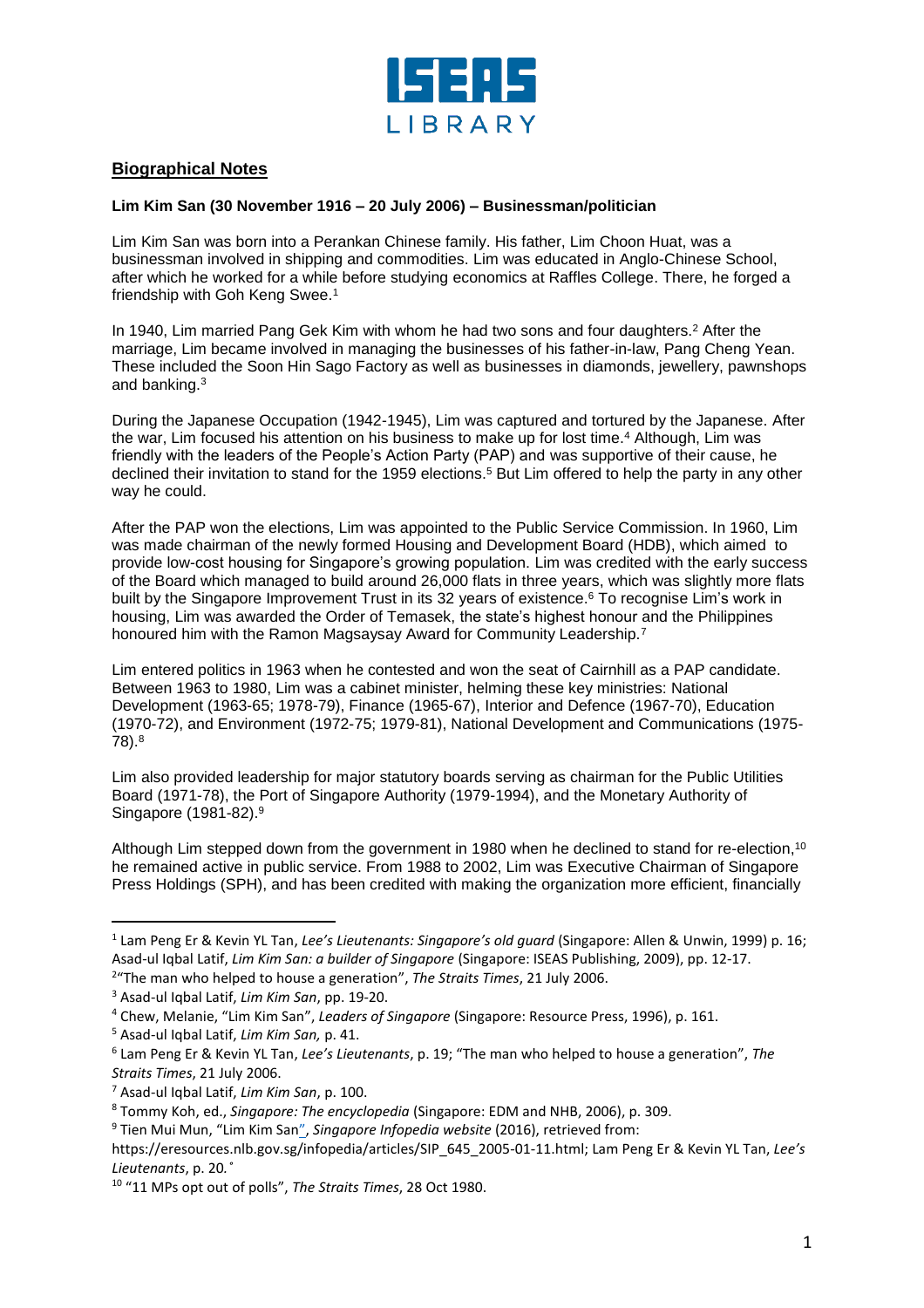## Biographical Notes

**Lim Kim San (30 November 1916 – 20 July 2006) – Businessman/politician**

Lim Kim San was born into a Perankan Chinese family. His father, Lim Choon Huat, was a businessman involved in shipping and commodities. Lim was educated in Anglo-Chinese School, after which he worked for a while before studying economics at Raffles College. There, he forged a friendship with Goh Keng Swee.[1]

In 1940, Lim married Pang Gek Kim with whom he had two sons and four daughters.[2] After the marriage, Lim became involved in managing the businesses of his father-in-law, Pang Cheng Yean. These included the Soon Hin Sago Factory as well as businesses in diamonds, jewellery, pawnshops and banking.[3]

During the Japanese Occupation (1942-1945), Lim was captured and tortured by the Japanese. After the war, Lim focused his attention on his business to make up for lost time.[4] Although, Lim was friendly with the leaders of the People's Action Party (PAP) and was supportive of their cause, he declined their invitation to stand for the 1959 elections.[5] But Lim offered to help the party in any other way he could.

After the PAP won the elections, Lim was appointed to the Public Service Commission. In 1960, Lim was made chairman of the newly formed Housing and Development Board (HDB), which aimed to provide low-cost housing for Singapore's growing population. Lim was credited with the early success of the Board which managed to build around 26,000 flats in three years, which was slightly more flats built by the Singapore Improvement Trust in its 32 years of existence.[6] To recognise Lim's work in housing, Lim was awarded the Order of Temasek, the state's highest honour and the Philippines honoured him with the Ramon Magsaysay Award for Community Leadership.[7]

Lim entered politics in 1963 when he contested and won the seat of Cairnhill as a PAP candidate. Between 1963 to 1980, Lim was a cabinet minister, helming these key ministries: National Development (1963-65; 1978-79), Finance (1965-67), Interior and Defence (1967-70), Education (1970-72), and Environment (1972-75; 1979-81), National Development and Communications (1975-78).[8]

Lim also provided leadership for major statutory boards serving as chairman for the Public Utilities Board (1971-78), the Port of Singapore Authority (1979-1994), and the Monetary Authority of Singapore (1981-82).[9]

Although Lim stepped down from the government in 1980 when he declined to stand for re-election,[10] he remained active in public service. From 1988 to 2002, Lim was Executive Chairman of Singapore Press Holdings (SPH), and has been credited with making the organization more efficient, financially

---

[1] Lam Peng Er & Kevin YL Tan, *Lee's Lieutenants: Singapore's old guard* (Singapore: Allen & Unwin, 1999) p. 16; Asad-ul Iqbal Latif, *Lim Kim San: a builder of Singapore* (Singapore: ISEAS Publishing, 2009), pp. 12-17.

[2] "The man who helped to house a generation", *The Straits Times*, 21 July 2006.

[3] Asad-ul Iqbal Latif, *Lim Kim San*, pp. 19-20.

[4] Chew, Melanie, "Lim Kim San", *Leaders of Singapore* (Singapore: Resource Press, 1996), p. 161.

[5] Asad-ul Iqbal Latif, *Lim Kim San,* p. 41.

[6] Lam Peng Er & Kevin YL Tan, *Lee's Lieutenants*, p. 19; "The man who helped to house a generation", *The Straits Times*, 21 July 2006.

[7] Asad-ul Iqbal Latif, *Lim Kim San*, p. 100.

[8] Tommy Koh, ed., *Singapore: The encyclopedia* (Singapore: EDM and NHB, 2006), p. 309.

[9] Tien Mui Mun, "Lim Kim San", *Singapore Infopedia website* (2016), retrieved from: https://eresources.nlb.gov.sg/infopedia/articles/SIP_645_2005-01-11.html; Lam Peng Er & Kevin YL Tan, *Lee's Lieutenants*, p. 20.

[10] "11 MPs opt out of polls", *The Straits Times*, 28 Oct 1980.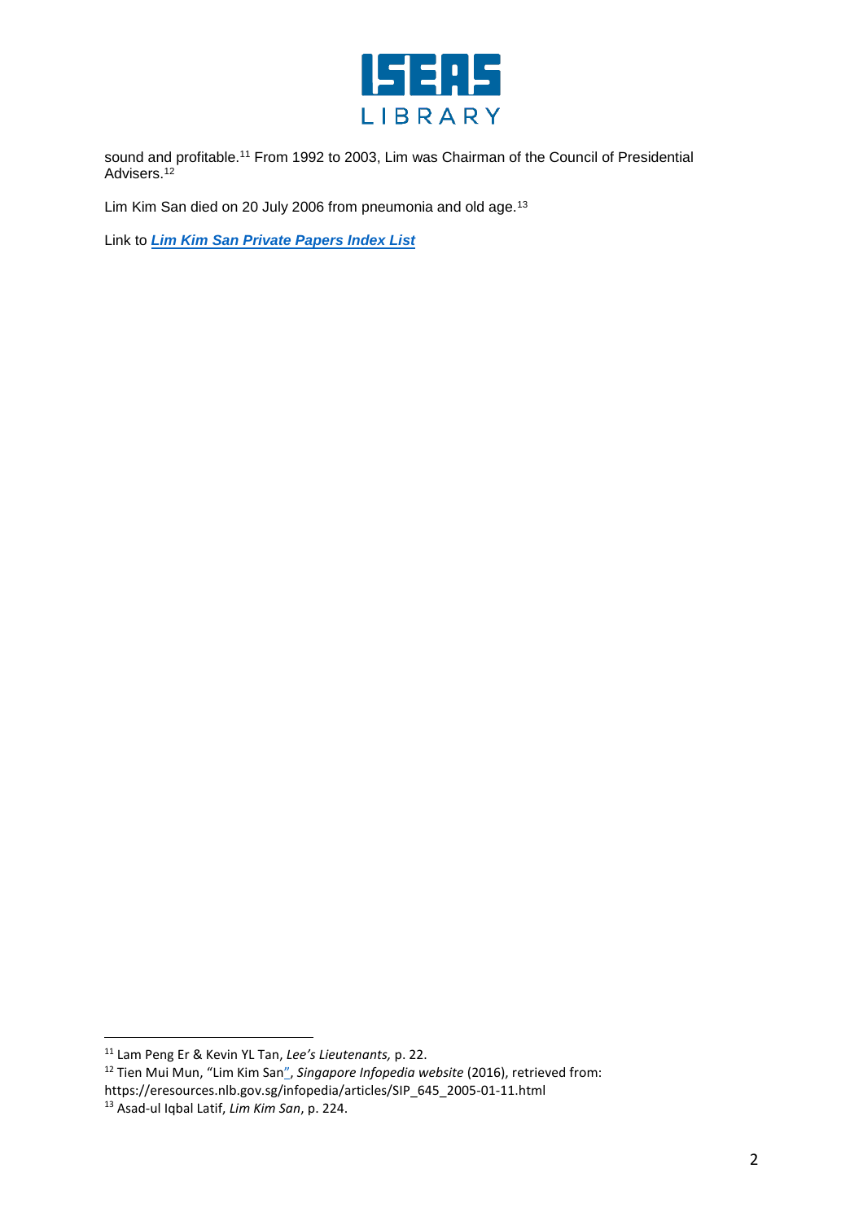sound and profitable.[11] From 1992 to 2003, Lim was Chairman of the Council of Presidential Advisers.[12]

Lim Kim San died on 20 July 2006 from pneumonia and old age.[13]

Link to ***Lim Kim San Private Papers Index List***

---

[11] Lam Peng Er & Kevin YL Tan, *Lee's Lieutenants,* p. 22.

[12] Tien Mui Mun, "Lim Kim San", *Singapore Infopedia website* (2016), retrieved from: https://eresources.nlb.gov.sg/infopedia/articles/SIP_645_2005-01-11.html

[13] Asad-ul Iqbal Latif, *Lim Kim San*, p. 224.